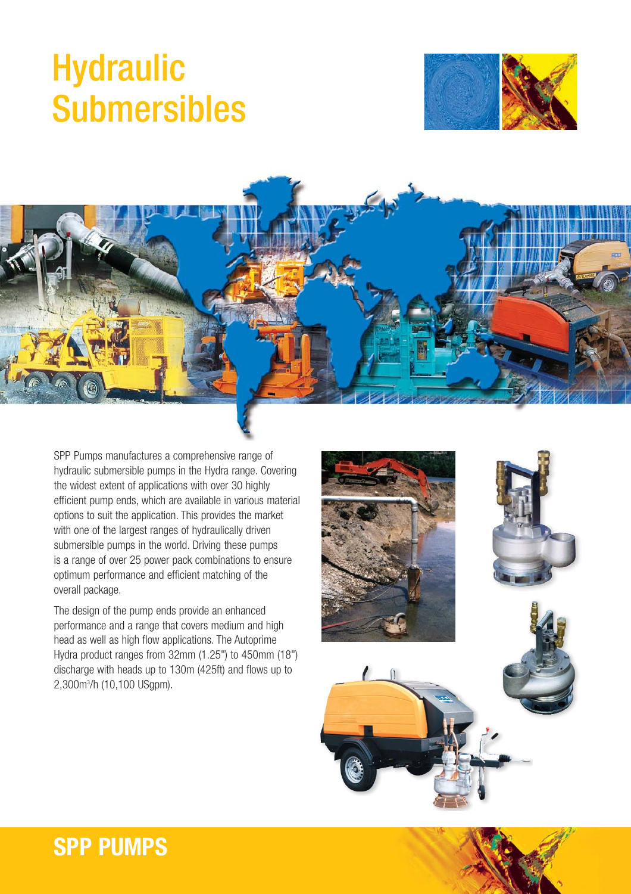# Hydraulic Submersibles

SPP Pumps manufactures a comprehensive range of hydraulic submersible pumps in the Hydra range. Covering the widest extent of applications with over 30 highly efficient pump ends, which are available in various material options to suit the application. This provides the market with one of the largest ranges of hydraulically driven submersible pumps in the world. Driving these pumps is a range of over 25 power pack combinations to ensure optimum performance and efficient matching of the overall package.

The design of the pump ends provide an enhanced performance and a range that covers medium and high head as well as high flow applications. The Autoprime Hydra product ranges from 32mm (1.25") to 450mm (18") discharge with heads up to 130m (425ft) and flows up to 2,300m³/h (10,100 USgpm).

**SPP PUMPS**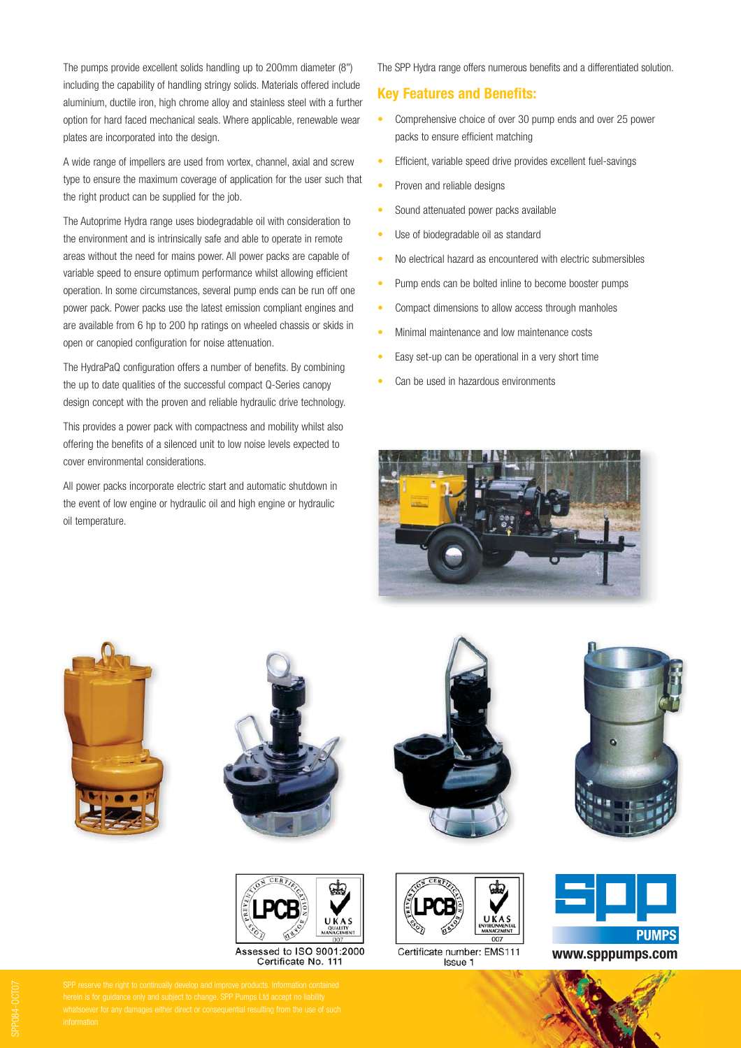The pumps provide excellent solids handling up to 200mm diameter (8") including the capability of handling stringy solids. Materials offered include aluminium, ductile iron, high chrome alloy and stainless steel with a further option for hard faced mechanical seals. Where applicable, renewable wear plates are incorporated into the design.

A wide range of impellers are used from vortex, channel, axial and screw type to ensure the maximum coverage of application for the user such that the right product can be supplied for the job.

The Autoprime Hydra range uses biodegradable oil with consideration to the environment and is intrinsically safe and able to operate in remote areas without the need for mains power. All power packs are capable of variable speed to ensure optimum performance whilst allowing efficient operation. In some circumstances, several pump ends can be run off one power pack. Power packs use the latest emission compliant engines and are available from 6 hp to 200 hp ratings on wheeled chassis or skids in open or canopied configuration for noise attenuation.

The HydraPaQ configuration offers a number of benefits. By combining the up to date qualities of the successful compact Q-Series canopy design concept with the proven and reliable hydraulic drive technology.

This provides a power pack with compactness and mobility whilst also offering the benefits of a silenced unit to low noise levels expected to cover environmental considerations.

All power packs incorporate electric start and automatic shutdown in the event of low engine or hydraulic oil and high engine or hydraulic oil temperature.

The SPP Hydra range offers numerous benefits and a differentiated solution.

## Key Features and Benefits:

- Comprehensive choice of over 30 pump ends and over 25 power packs to ensure efficient matching
- Efficient, variable speed drive provides excellent fuel-savings
- Proven and reliable designs
- Sound attenuated power packs available
- Use of biodegradable oil as standard
- No electrical hazard as encountered with electric submersibles
- Pump ends can be bolted inline to become booster pumps
- Compact dimensions to allow access through manholes
- Minimal maintenance and low maintenance costs
- Easy set-up can be operational in a very short time
- Can be used in hazardous environments

Assessed to ISO 9001:2000
Certificate No. 111

Certificate number: EMS111
Issue 1

SPP PUMPS
www.spppumps.com

SPP reserve the right to continually develop and improve products. Information contained herein is for guidance only and subject to change. SPP Pumps Ltd accept no liability whatsoever for any damages either direct or consequential resulting from the use of such information

SPP084-OCT07